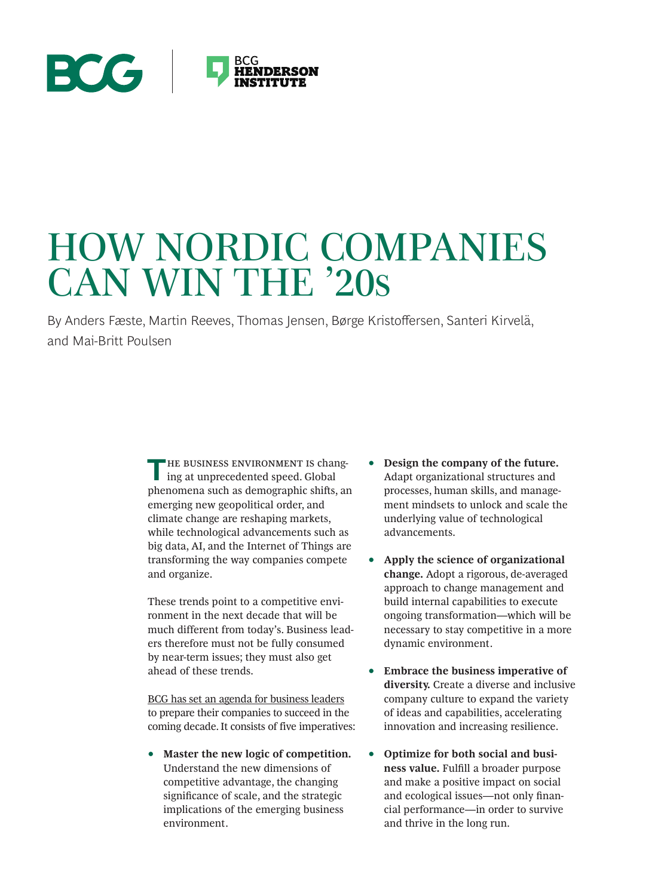# HOW NORDIC COMPANIES CAN WIN THE ’20s

By Anders Fæste, Martin Reeves, Thomas Jensen, Børge Kristoffersen, Santeri Kirvelä, and Mai-Britt Poulsen

The business environment is changing at unprecedented speed. Global phenomena such as demographic shifts, an emerging new geopolitical order, and climate change are reshaping markets, while technological advancements such as big data, AI, and the Internet of Things are transforming the way companies compete and organize.

These trends point to a competitive environment in the next decade that will be much different from today’s. Business leaders therefore must not be fully consumed by near-term issues; they must also get ahead of these trends.

BCG has set an agenda for business leaders to prepare their companies to succeed in the coming decade. It consists of five imperatives:

- **Master the new logic of competition.** Understand the new dimensions of competitive advantage, the changing significance of scale, and the strategic implications of the emerging business environment.
- **Design the company of the future.** Adapt organizational structures and processes, human skills, and management mindsets to unlock and scale the underlying value of technological advancements.
- **Apply the science of organizational change.** Adopt a rigorous, de-averaged approach to change management and build internal capabilities to execute ongoing transformation—which will be necessary to stay competitive in a more dynamic environment.
- **Embrace the business imperative of diversity.** Create a diverse and inclusive company culture to expand the variety of ideas and capabilities, accelerating innovation and increasing resilience.
- **Optimize for both social and business value.** Fulfill a broader purpose and make a positive impact on social and ecological issues—not only financial performance—in order to survive and thrive in the long run.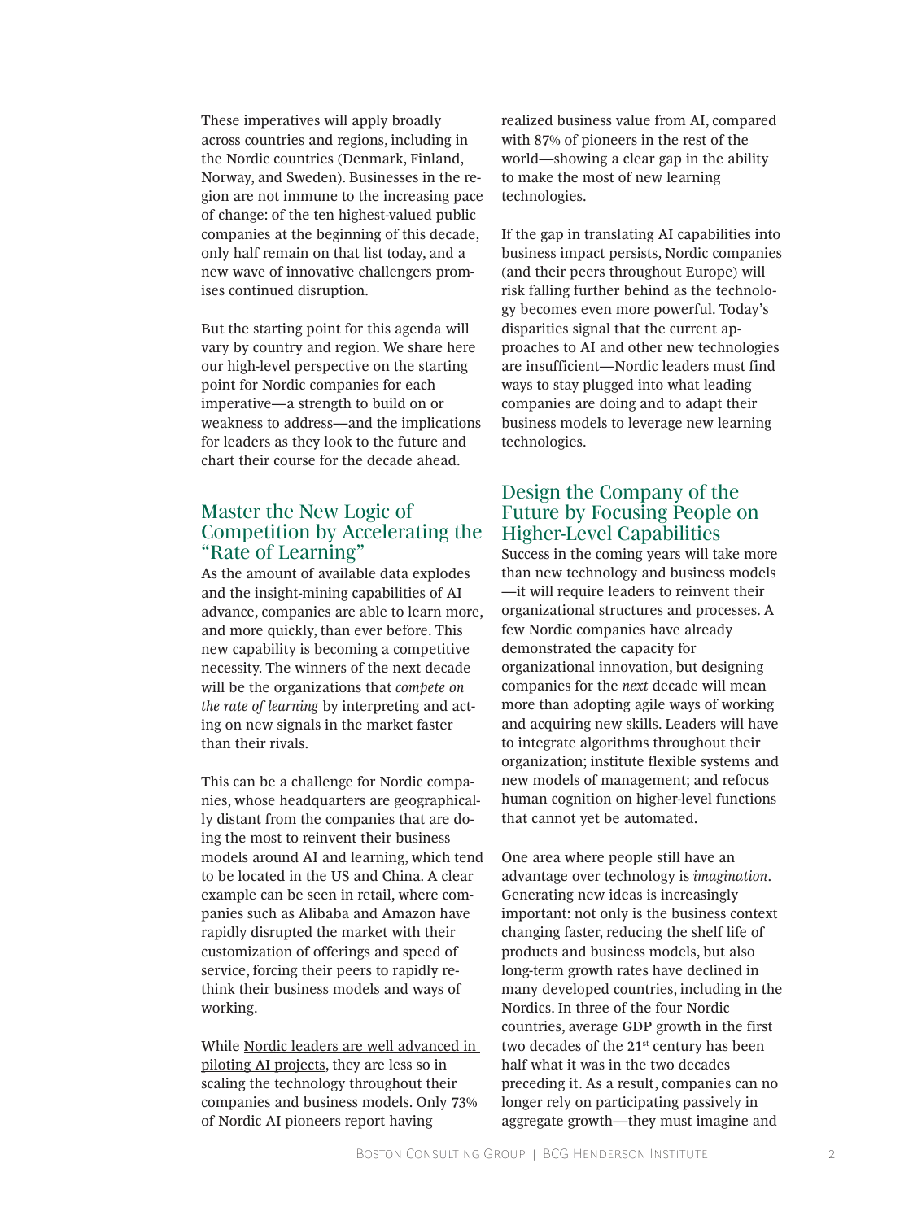These imperatives will apply broadly across countries and regions, including in the Nordic countries (Denmark, Finland, Norway, and Sweden). Businesses in the region are not immune to the increasing pace of change: of the ten highest-valued public companies at the beginning of this decade, only half remain on that list today, and a new wave of innovative challengers promises continued disruption.

But the starting point for this agenda will vary by country and region. We share here our high-level perspective on the starting point for Nordic companies for each imperative—a strength to build on or weakness to address—and the implications for leaders as they look to the future and chart their course for the decade ahead.

## Master the New Logic of Competition by Accelerating the "Rate of Learning"

As the amount of available data explodes and the insight-mining capabilities of AI advance, companies are able to learn more, and more quickly, than ever before. This new capability is becoming a competitive necessity. The winners of the next decade will be the organizations that *compete on the rate of learning* by interpreting and acting on new signals in the market faster than their rivals.

This can be a challenge for Nordic companies, whose headquarters are geographically distant from the companies that are doing the most to reinvent their business models around AI and learning, which tend to be located in the US and China. A clear example can be seen in retail, where companies such as Alibaba and Amazon have rapidly disrupted the market with their customization of offerings and speed of service, forcing their peers to rapidly rethink their business models and ways of working.

While Nordic leaders are well advanced in piloting AI projects, they are less so in scaling the technology throughout their companies and business models. Only 73% of Nordic AI pioneers report having realized business value from AI, compared with 87% of pioneers in the rest of the world—showing a clear gap in the ability to make the most of new learning technologies.

If the gap in translating AI capabilities into business impact persists, Nordic companies (and their peers throughout Europe) will risk falling further behind as the technology becomes even more powerful. Today's disparities signal that the current approaches to AI and other new technologies are insufficient—Nordic leaders must find ways to stay plugged into what leading companies are doing and to adapt their business models to leverage new learning technologies.

## Design the Company of the Future by Focusing People on Higher-Level Capabilities

Success in the coming years will take more than new technology and business models—it will require leaders to reinvent their organizational structures and processes. A few Nordic companies have already demonstrated the capacity for organizational innovation, but designing companies for the *next* decade will mean more than adopting agile ways of working and acquiring new skills. Leaders will have to integrate algorithms throughout their organization; institute flexible systems and new models of management; and refocus human cognition on higher-level functions that cannot yet be automated.

One area where people still have an advantage over technology is *imagination*. Generating new ideas is increasingly important: not only is the business context changing faster, reducing the shelf life of products and business models, but also long-term growth rates have declined in many developed countries, including in the Nordics. In three of the four Nordic countries, average GDP growth in the first two decades of the 21st century has been half what it was in the two decades preceding it. As a result, companies can no longer rely on participating passively in aggregate growth—they must imagine and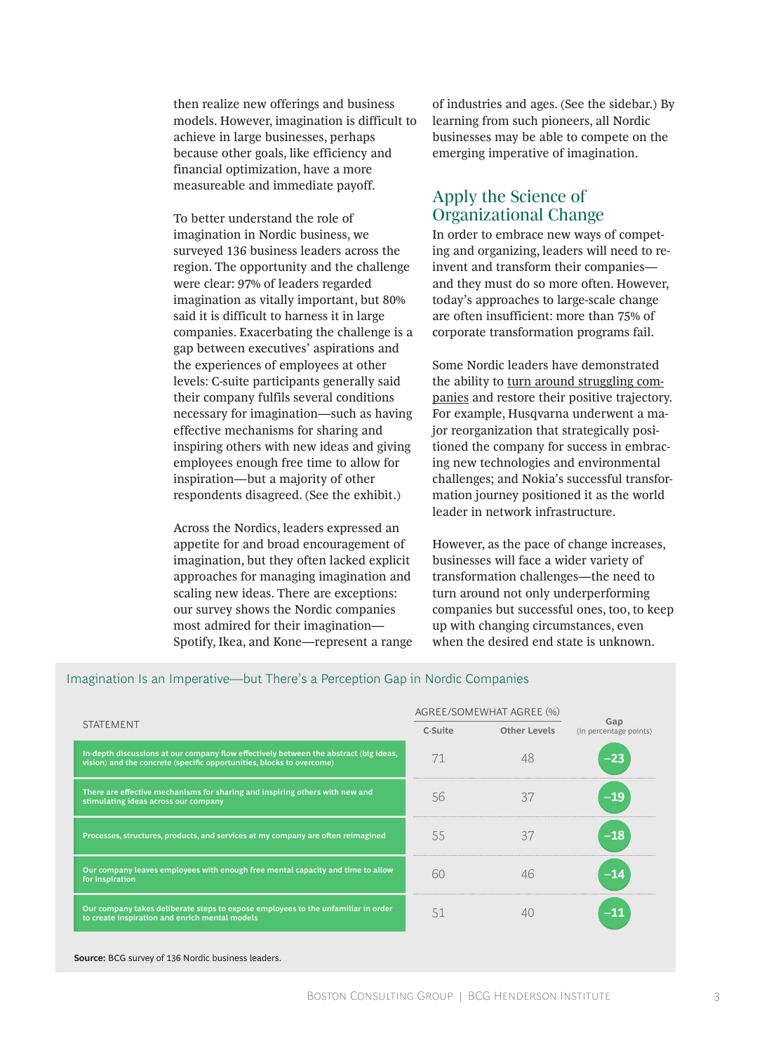then realize new offerings and business models. However, imagination is difficult to achieve in large businesses, perhaps because other goals, like efficiency and financial optimization, have a more measureable and immediate payoff.

To better understand the role of imagination in Nordic business, we surveyed 136 business leaders across the region. The opportunity and the challenge were clear: 97% of leaders regarded imagination as vitally important, but 80% said it is difficult to harness it in large companies. Exacerbating the challenge is a gap between executives' aspirations and the experiences of employees at other levels: C-suite participants generally said their company fulfils several conditions necessary for imagination—such as having effective mechanisms for sharing and inspiring others with new ideas and giving employees enough free time to allow for inspiration—but a majority of other respondents disagreed. (See the exhibit.)

Across the Nordics, leaders expressed an appetite for and broad encouragement of imagination, but they often lacked explicit approaches for managing imagination and scaling new ideas. There are exceptions: our survey shows the Nordic companies most admired for their imagination—Spotify, Ikea, and Kone—represent a range of industries and ages. (See the sidebar.) By learning from such pioneers, all Nordic businesses may be able to compete on the emerging imperative of imagination.

## Apply the Science of Organizational Change

In order to embrace new ways of competing and organizing, leaders will need to reinvent and transform their companies—and they must do so more often. However, today's approaches to large-scale change are often insufficient: more than 75% of corporate transformation programs fail.

Some Nordic leaders have demonstrated the ability to turn around struggling companies and restore their positive trajectory. For example, Husqvarna underwent a major reorganization that strategically positioned the company for success in embracing new technologies and environmental challenges; and Nokia's successful transformation journey positioned it as the world leader in network infrastructure.

However, as the pace of change increases, businesses will face a wider variety of transformation challenges—the need to turn around not only underperforming companies but successful ones, too, to keep up with changing circumstances, even when the desired end state is unknown.

### Imagination Is an Imperative—but There's a Perception Gap in Nordic Companies

| STATEMENT | AGREE/SOMEWHAT AGREE (%) | | Gap (in percentage points) |
|---|---|---|---|
| | C-Suite | Other Levels | |
| In-depth discussions at our company flow effectively between the abstract (big ideas, vision) and the concrete (specific opportunities, blocks to overcome) | 71 | 48 | –23 |
| There are effective mechanisms for sharing and inspiring others with new and stimulating ideas across our company | 56 | 37 | –19 |
| Processes, structures, products, and services at my company are often reimagined | 55 | 37 | –18 |
| Our company leaves employees with enough free mental capacity and time to allow for inspiration | 60 | 46 | –14 |
| Our company takes deliberate steps to expose employees to the unfamiliar in order to create inspiration and enrich mental models | 51 | 40 | –11 |

**Source:** BCG survey of 136 Nordic business leaders.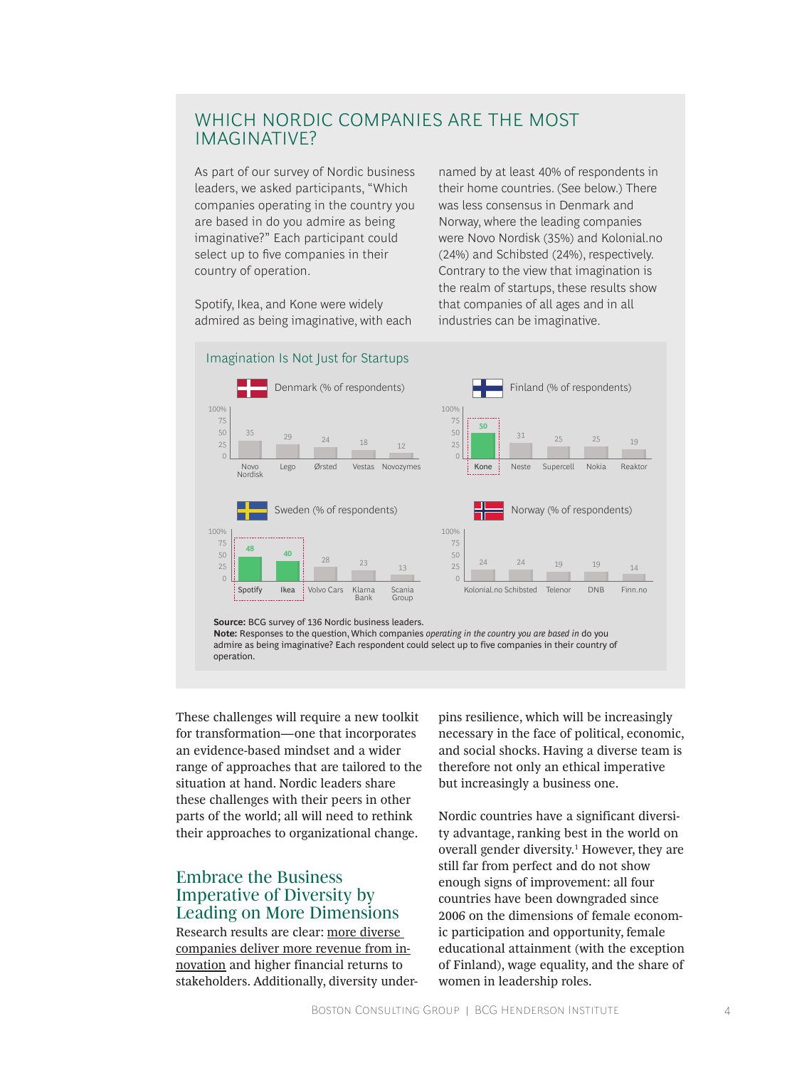## WHICH NORDIC COMPANIES ARE THE MOST IMAGINATIVE?

As part of our survey of Nordic business leaders, we asked participants, "Which companies operating in the country you are based in do you admire as being imaginative?" Each participant could select up to five companies in their country of operation.

Spotify, Ikea, and Kone were widely admired as being imaginative, with each named by at least 40% of respondents in their home countries. (See below.) There was less consensus in Denmark and Norway, where the leading companies were Novo Nordisk (35%) and Kolonial.no (24%) and Schibsted (24%), respectively. Contrary to the view that imagination is the realm of startups, these results show that companies of all ages and in all industries can be imaginative.

### Imagination Is Not Just for Startups

**Denmark (% of respondents)**

| Company | % |
|---|---|
| Novo Nordisk | 35 |
| Lego | 29 |
| Ørsted | 24 |
| Vestas | 18 |
| Novozymes | 12 |

**Finland (% of respondents)**

| Company | % |
|---|---|
| Kone | 50 |
| Neste | 31 |
| Supercell | 25 |
| Nokia | 25 |
| Reaktor | 19 |

**Sweden (% of respondents)**

| Company | % |
|---|---|
| Spotify | 48 |
| Ikea | 40 |
| Volvo Cars | 28 |
| Klarna Bank | 23 |
| Scania Group | 13 |

**Norway (% of respondents)**

| Company | % |
|---|---|
| Kolonial.no | 24 |
| Schibsted | 24 |
| Telenor | 19 |
| DNB | 19 |
| Finn.no | 14 |

**Source:** BCG survey of 136 Nordic business leaders.
**Note:** Responses to the question, Which companies *operating in the country you are based in* do you admire as being imaginative? Each respondent could select up to five companies in their country of operation.

These challenges will require a new toolkit for transformation—one that incorporates an evidence-based mindset and a wider range of approaches that are tailored to the situation at hand. Nordic leaders share these challenges with their peers in other parts of the world; all will need to rethink their approaches to organizational change.

## Embrace the Business Imperative of Diversity by Leading on More Dimensions

Research results are clear: more diverse companies deliver more revenue from innovation and higher financial returns to stakeholders. Additionally, diversity underpins resilience, which will be increasingly necessary in the face of political, economic, and social shocks. Having a diverse team is therefore not only an ethical imperative but increasingly a business one.

Nordic countries have a significant diversity advantage, ranking best in the world on overall gender diversity.[1] However, they are still far from perfect and do not show enough signs of improvement: all four countries have been downgraded since 2006 on the dimensions of female economic participation and opportunity, female educational attainment (with the exception of Finland), wage equality, and the share of women in leadership roles.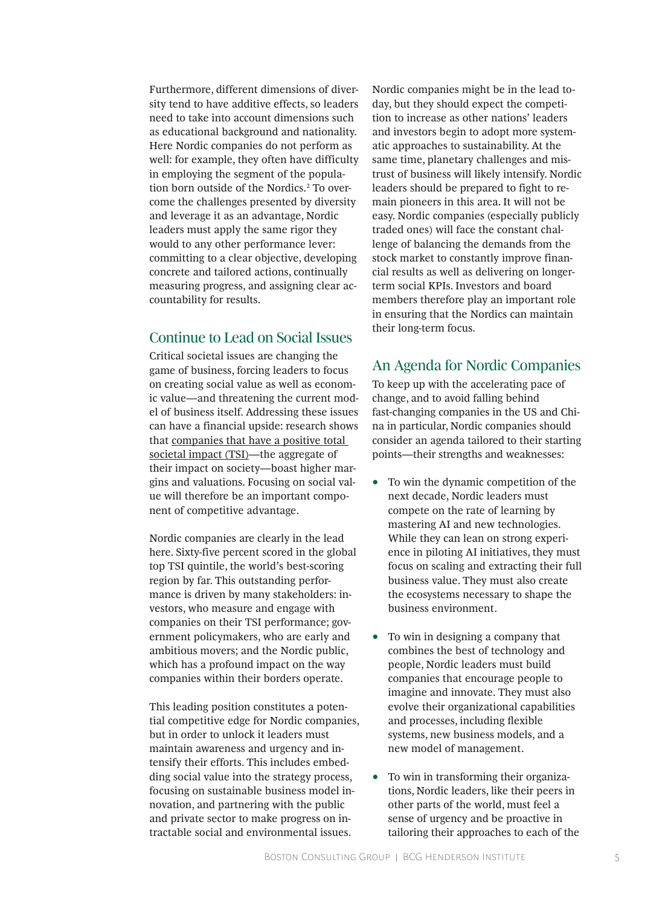Furthermore, different dimensions of diversity tend to have additive effects, so leaders need to take into account dimensions such as educational background and nationality. Here Nordic companies do not perform as well: for example, they often have difficulty in employing the segment of the population born outside of the Nordics.[2] To overcome the challenges presented by diversity and leverage it as an advantage, Nordic leaders must apply the same rigor they would to any other performance lever: committing to a clear objective, developing concrete and tailored actions, continually measuring progress, and assigning clear accountability for results.

## Continue to Lead on Social Issues

Critical societal issues are changing the game of business, forcing leaders to focus on creating social value as well as economic value—and threatening the current model of business itself. Addressing these issues can have a financial upside: research shows that companies that have a positive total societal impact (TSI)—the aggregate of their impact on society—boast higher margins and valuations. Focusing on social value will therefore be an important component of competitive advantage.

Nordic companies are clearly in the lead here. Sixty-five percent scored in the global top TSI quintile, the world's best-scoring region by far. This outstanding performance is driven by many stakeholders: investors, who measure and engage with companies on their TSI performance; government policymakers, who are early and ambitious movers; and the Nordic public, which has a profound impact on the way companies within their borders operate.

This leading position constitutes a potential competitive edge for Nordic companies, but in order to unlock it leaders must maintain awareness and urgency and intensify their efforts. This includes embedding social value into the strategy process, focusing on sustainable business model innovation, and partnering with the public and private sector to make progress on intractable social and environmental issues.

Nordic companies might be in the lead today, but they should expect the competition to increase as other nations' leaders and investors begin to adopt more systematic approaches to sustainability. At the same time, planetary challenges and mistrust of business will likely intensify. Nordic leaders should be prepared to fight to remain pioneers in this area. It will not be easy. Nordic companies (especially publicly traded ones) will face the constant challenge of balancing the demands from the stock market to constantly improve financial results as well as delivering on longer-term social KPIs. Investors and board members therefore play an important role in ensuring that the Nordics can maintain their long-term focus.

## An Agenda for Nordic Companies

To keep up with the accelerating pace of change, and to avoid falling behind fast-changing companies in the US and China in particular, Nordic companies should consider an agenda tailored to their starting points—their strengths and weaknesses:

- To win the dynamic competition of the next decade, Nordic leaders must compete on the rate of learning by mastering AI and new technologies. While they can lean on strong experience in piloting AI initiatives, they must focus on scaling and extracting their full business value. They must also create the ecosystems necessary to shape the business environment.

- To win in designing a company that combines the best of technology and people, Nordic leaders must build companies that encourage people to imagine and innovate. They must also evolve their organizational capabilities and processes, including flexible systems, new business models, and a new model of management.

- To win in transforming their organizations, Nordic leaders, like their peers in other parts of the world, must feel a sense of urgency and be proactive in tailoring their approaches to each of the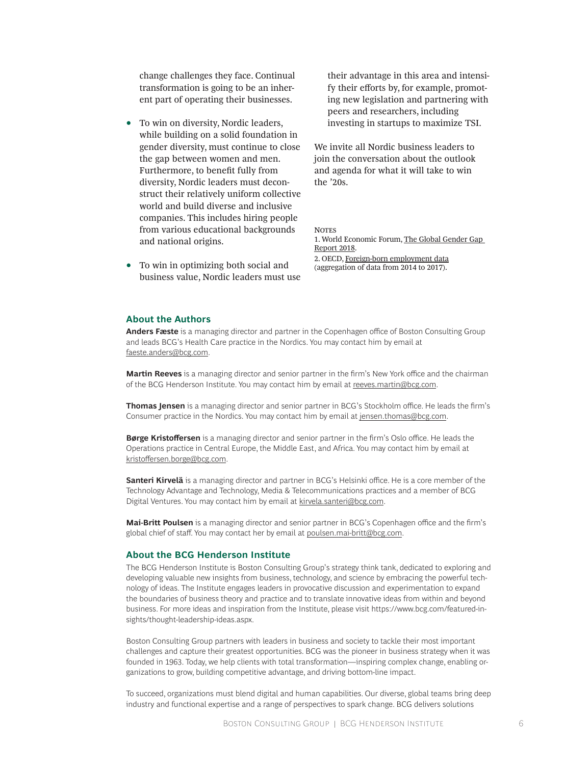change challenges they face. Continual transformation is going to be an inherent part of operating their businesses.

- To win on diversity, Nordic leaders, while building on a solid foundation in gender diversity, must continue to close the gap between women and men. Furthermore, to benefit fully from diversity, Nordic leaders must deconstruct their relatively uniform collective world and build diverse and inclusive companies. This includes hiring people from various educational backgrounds and national origins.
- To win in optimizing both social and business value, Nordic leaders must use their advantage in this area and intensify their efforts by, for example, promoting new legislation and partnering with peers and researchers, including investing in startups to maximize TSI.

We invite all Nordic business leaders to join the conversation about the outlook and agenda for what it will take to win the '20s.

Notes

1. World Economic Forum, The Global Gender Gap Report 2018.
2. OECD, Foreign-born employment data (aggregation of data from 2014 to 2017).

## About the Authors

**Anders Fæste** is a managing director and partner in the Copenhagen office of Boston Consulting Group and leads BCG's Health Care practice in the Nordics. You may contact him by email at faeste.anders@bcg.com.

**Martin Reeves** is a managing director and senior partner in the firm's New York office and the chairman of the BCG Henderson Institute. You may contact him by email at reeves.martin@bcg.com.

**Thomas Jensen** is a managing director and senior partner in BCG's Stockholm office. He leads the firm's Consumer practice in the Nordics. You may contact him by email at jensen.thomas@bcg.com.

**Børge Kristoffersen** is a managing director and senior partner in the firm's Oslo office. He leads the Operations practice in Central Europe, the Middle East, and Africa. You may contact him by email at kristoffersen.borge@bcg.com.

**Santeri Kirvelä** is a managing director and partner in BCG's Helsinki office. He is a core member of the Technology Advantage and Technology, Media & Telecommunications practices and a member of BCG Digital Ventures. You may contact him by email at kirvela.santeri@bcg.com.

**Mai-Britt Poulsen** is a managing director and senior partner in BCG's Copenhagen office and the firm's global chief of staff. You may contact her by email at poulsen.mai-britt@bcg.com.

## About the BCG Henderson Institute

The BCG Henderson Institute is Boston Consulting Group's strategy think tank, dedicated to exploring and developing valuable new insights from business, technology, and science by embracing the powerful technology of ideas. The Institute engages leaders in provocative discussion and experimentation to expand the boundaries of business theory and practice and to translate innovative ideas from within and beyond business. For more ideas and inspiration from the Institute, please visit https://www.bcg.com/featured-insights/thought-leadership-ideas.aspx.

Boston Consulting Group partners with leaders in business and society to tackle their most important challenges and capture their greatest opportunities. BCG was the pioneer in business strategy when it was founded in 1963. Today, we help clients with total transformation—inspiring complex change, enabling organizations to grow, building competitive advantage, and driving bottom-line impact.

To succeed, organizations must blend digital and human capabilities. Our diverse, global teams bring deep industry and functional expertise and a range of perspectives to spark change. BCG delivers solutions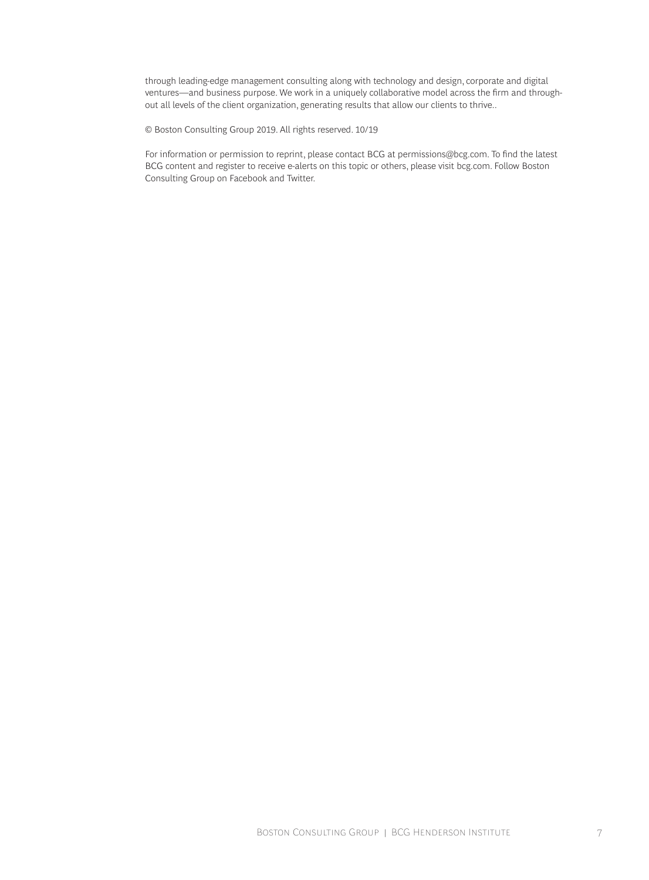through leading-edge management consulting along with technology and design, corporate and digital ventures—and business purpose. We work in a uniquely collaborative model across the firm and throughout all levels of the client organization, generating results that allow our clients to thrive..

© Boston Consulting Group 2019. All rights reserved. 10/19

For information or permission to reprint, please contact BCG at permissions@bcg.com. To find the latest BCG content and register to receive e-alerts on this topic or others, please visit bcg.com. Follow Boston Consulting Group on Facebook and Twitter.